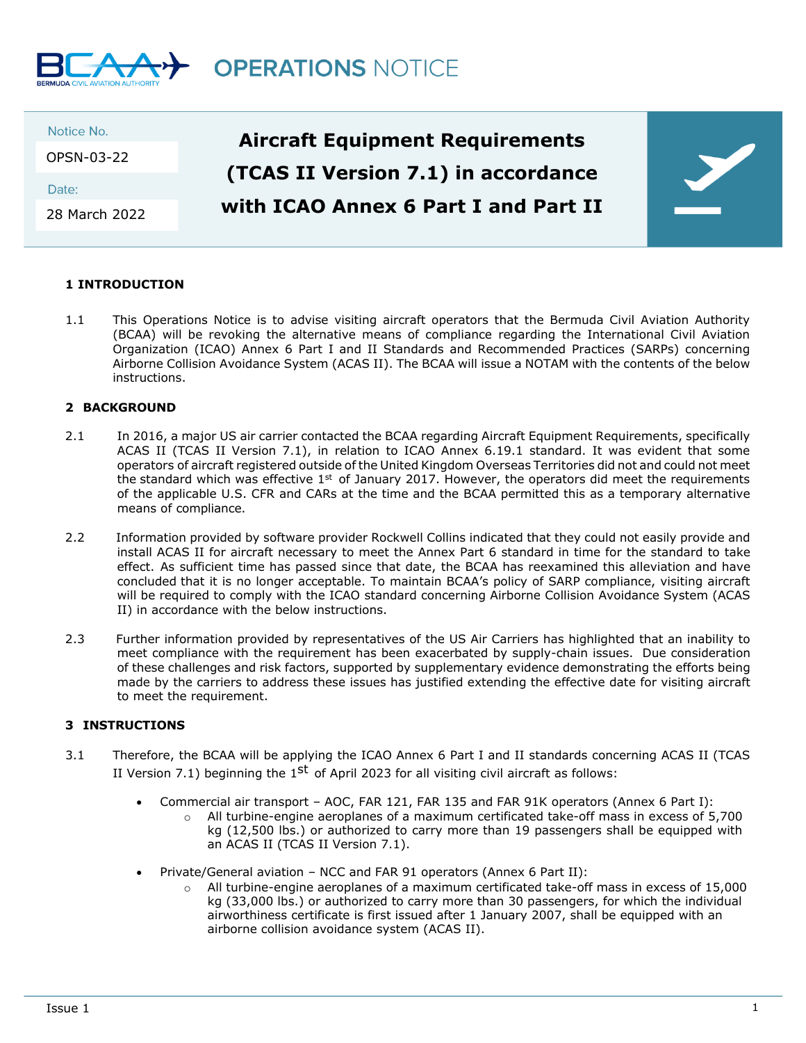# OPERATIONS NOTICE

Notice No.

OPSN-03-22

Date:

28 March 2022

## Aircraft Equipment Requirements (TCAS II Version 7.1) in accordance with ICAO Annex 6 Part I and Part II

### 1 INTRODUCTION

1.1 This Operations Notice is to advise visiting aircraft operators that the Bermuda Civil Aviation Authority (BCAA) will be revoking the alternative means of compliance regarding the International Civil Aviation Organization (ICAO) Annex 6 Part I and II Standards and Recommended Practices (SARPs) concerning Airborne Collision Avoidance System (ACAS II). The BCAA will issue a NOTAM with the contents of the below instructions.

### 2 BACKGROUND

2.1 In 2016, a major US air carrier contacted the BCAA regarding Aircraft Equipment Requirements, specifically ACAS II (TCAS II Version 7.1), in relation to ICAO Annex 6.19.1 standard. It was evident that some operators of aircraft registered outside of the United Kingdom Overseas Territories did not and could not meet the standard which was effective 1st of January 2017. However, the operators did meet the requirements of the applicable U.S. CFR and CARs at the time and the BCAA permitted this as a temporary alternative means of compliance.

2.2 Information provided by software provider Rockwell Collins indicated that they could not easily provide and install ACAS II for aircraft necessary to meet the Annex Part 6 standard in time for the standard to take effect. As sufficient time has passed since that date, the BCAA has reexamined this alleviation and have concluded that it is no longer acceptable. To maintain BCAA's policy of SARP compliance, visiting aircraft will be required to comply with the ICAO standard concerning Airborne Collision Avoidance System (ACAS II) in accordance with the below instructions.

2.3 Further information provided by representatives of the US Air Carriers has highlighted that an inability to meet compliance with the requirement has been exacerbated by supply-chain issues. Due consideration of these challenges and risk factors, supported by supplementary evidence demonstrating the efforts being made by the carriers to address these issues has justified extending the effective date for visiting aircraft to meet the requirement.

### 3 INSTRUCTIONS

3.1 Therefore, the BCAA will be applying the ICAO Annex 6 Part I and II standards concerning ACAS II (TCAS II Version 7.1) beginning the 1st of April 2023 for all visiting civil aircraft as follows:

- Commercial air transport – AOC, FAR 121, FAR 135 and FAR 91K operators (Annex 6 Part I):
  - All turbine-engine aeroplanes of a maximum certificated take-off mass in excess of 5,700 kg (12,500 lbs.) or authorized to carry more than 19 passengers shall be equipped with an ACAS II (TCAS II Version 7.1).
- Private/General aviation – NCC and FAR 91 operators (Annex 6 Part II):
  - All turbine-engine aeroplanes of a maximum certificated take-off mass in excess of 15,000 kg (33,000 lbs.) or authorized to carry more than 30 passengers, for which the individual airworthiness certificate is first issued after 1 January 2007, shall be equipped with an airborne collision avoidance system (ACAS II).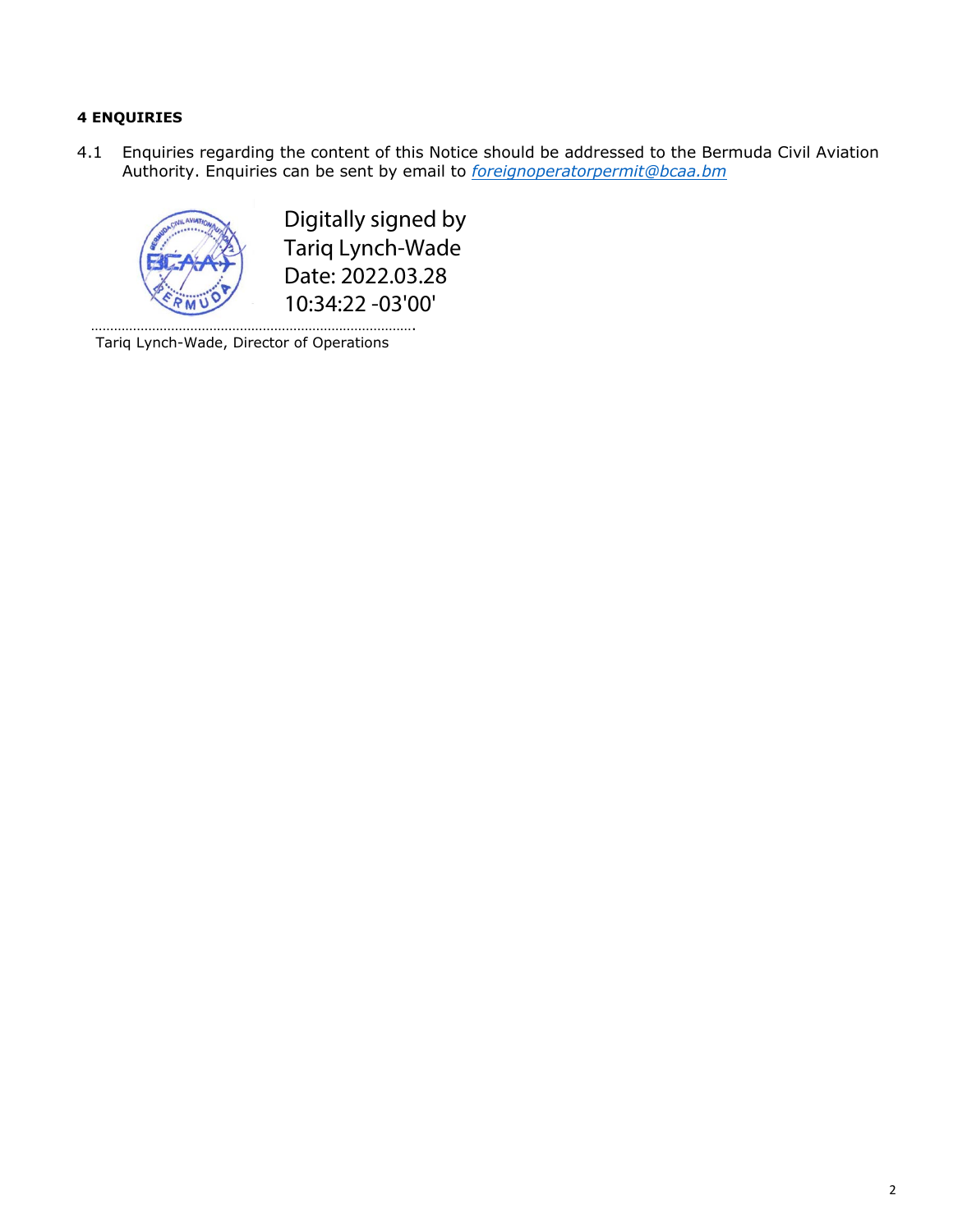**4 ENQUIRIES**

4.1 Enquiries regarding the content of this Notice should be addressed to the Bermuda Civil Aviation Authority. Enquiries can be sent by email to *foreignoperatorpermit@bcaa.bm*

Digitally signed by Tariq Lynch-Wade
Date: 2022.03.28 10:34:22 -03'00'

……………………………………………………………………….

Tariq Lynch-Wade, Director of Operations